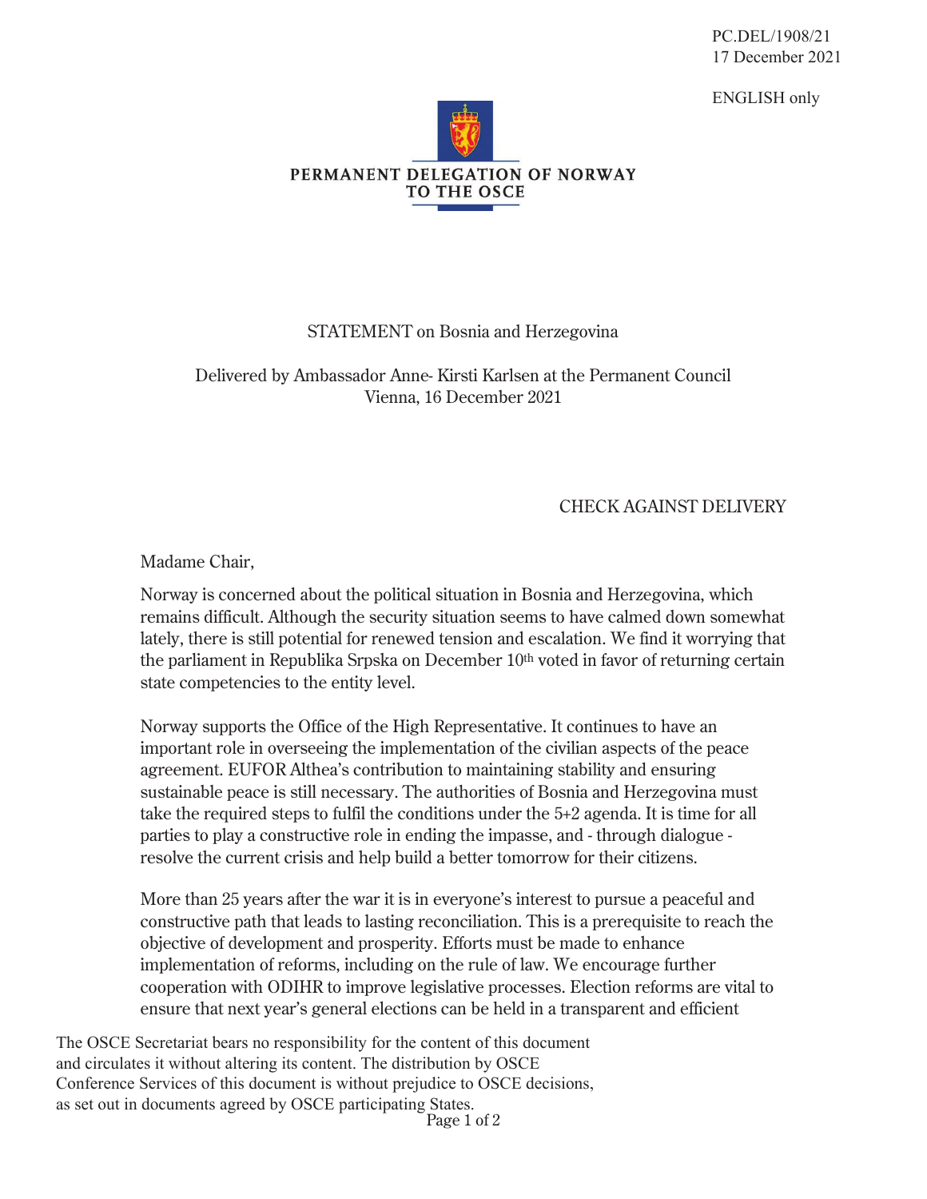PC.DEL/1908/21
17 December 2021

ENGLISH only

PERMANENT DELEGATION OF NORWAY TO THE OSCE

STATEMENT on Bosnia and Herzegovina

Delivered by Ambassador Anne- Kirsti Karlsen at the Permanent Council
Vienna, 16 December 2021

CHECK AGAINST DELIVERY

Madame Chair,

Norway is concerned about the political situation in Bosnia and Herzegovina, which remains difficult. Although the security situation seems to have calmed down somewhat lately, there is still potential for renewed tension and escalation. We find it worrying that the parliament in Republika Srpska on December 10th voted in favor of returning certain state competencies to the entity level.

Norway supports the Office of the High Representative. It continues to have an important role in overseeing the implementation of the civilian aspects of the peace agreement. EUFOR Althea's contribution to maintaining stability and ensuring sustainable peace is still necessary. The authorities of Bosnia and Herzegovina must take the required steps to fulfil the conditions under the 5+2 agenda. It is time for all parties to play a constructive role in ending the impasse, and - through dialogue - resolve the current crisis and help build a better tomorrow for their citizens.

More than 25 years after the war it is in everyone's interest to pursue a peaceful and constructive path that leads to lasting reconciliation. This is a prerequisite to reach the objective of development and prosperity. Efforts must be made to enhance implementation of reforms, including on the rule of law. We encourage further cooperation with ODIHR to improve legislative processes. Election reforms are vital to ensure that next year's general elections can be held in a transparent and efficient

The OSCE Secretariat bears no responsibility for the content of this document and circulates it without altering its content. The distribution by OSCE Conference Services of this document is without prejudice to OSCE decisions, as set out in documents agreed by OSCE participating States.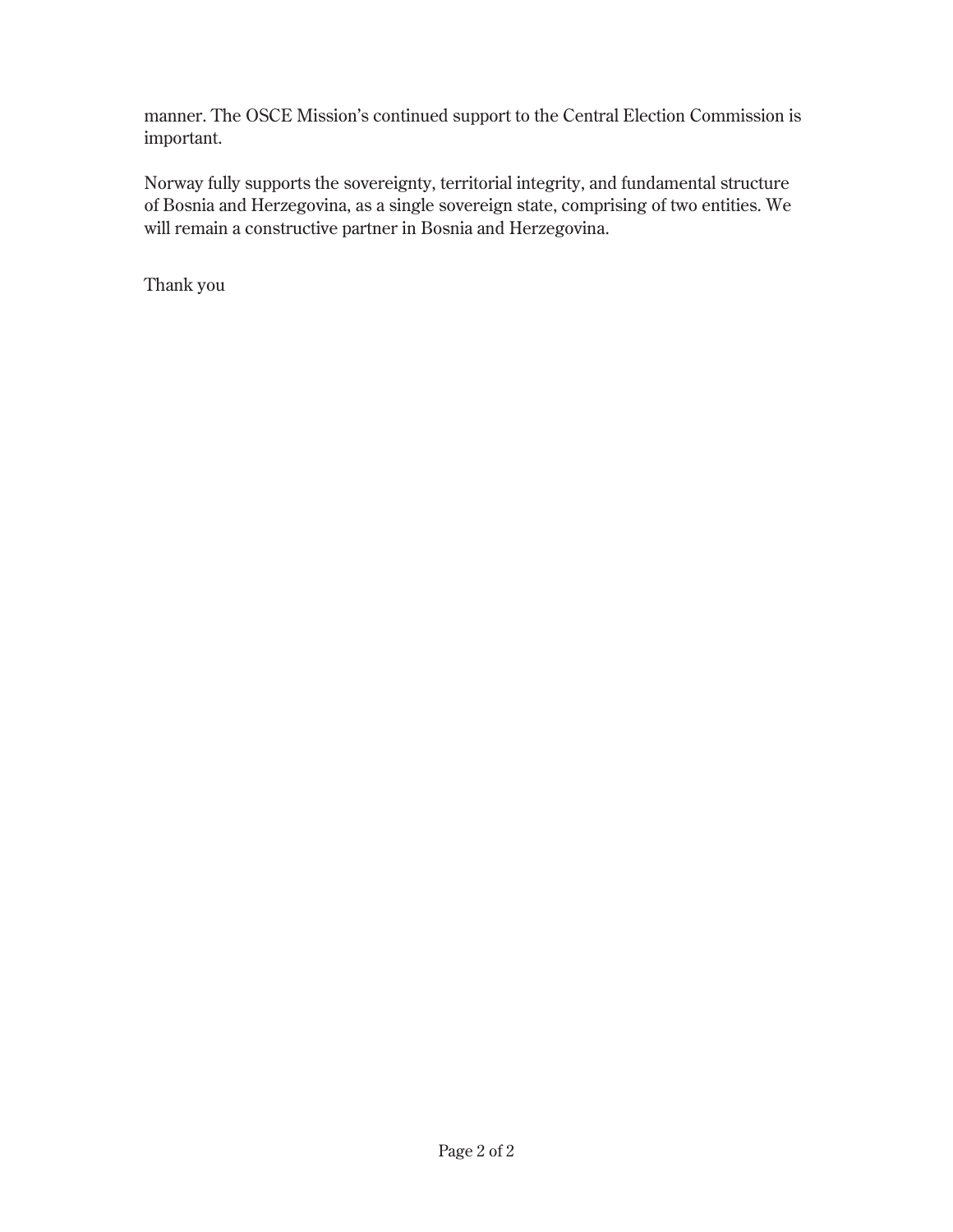manner. The OSCE Mission's continued support to the Central Election Commission is important.

Norway fully supports the sovereignty, territorial integrity, and fundamental structure of Bosnia and Herzegovina, as a single sovereign state, comprising of two entities. We will remain a constructive partner in Bosnia and Herzegovina.

Thank you